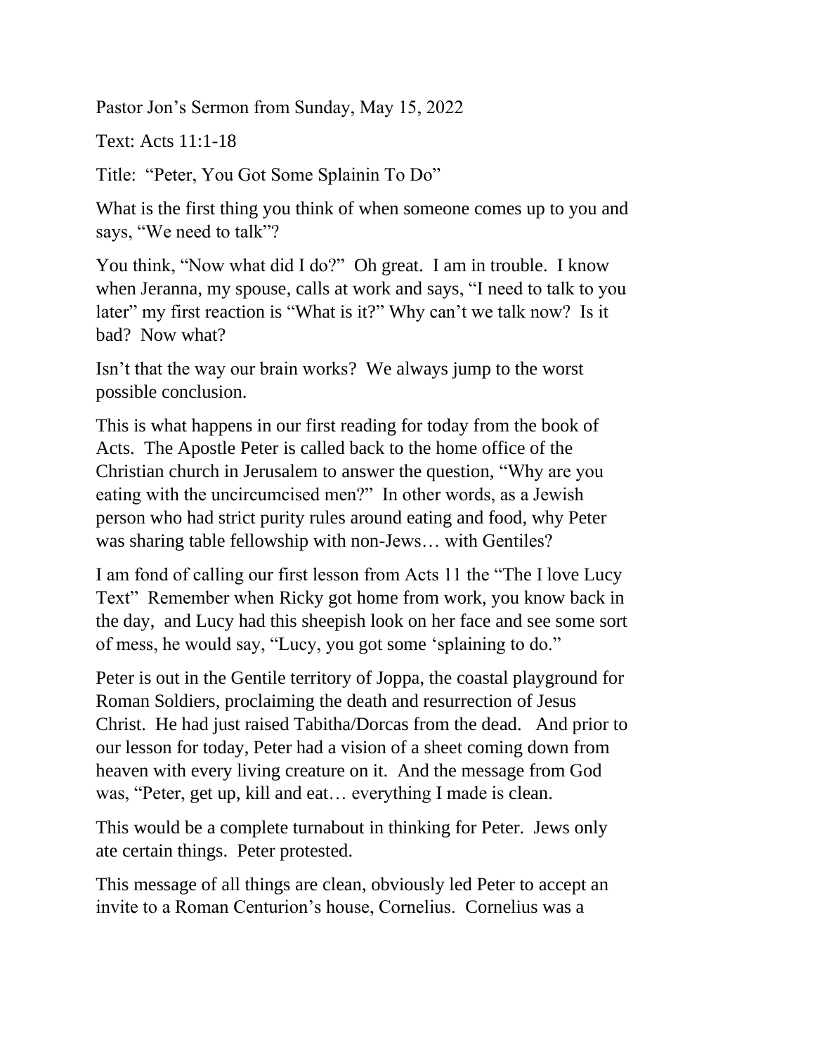Pastor Jon's Sermon from Sunday, May 15, 2022

Text: Acts 11:1-18

Title: "Peter, You Got Some Splainin To Do"

What is the first thing you think of when someone comes up to you and says, "We need to talk"?

You think, "Now what did I do?" Oh great. I am in trouble. I know when Jeranna, my spouse, calls at work and says, "I need to talk to you later" my first reaction is "What is it?" Why can't we talk now? Is it bad? Now what?

Isn't that the way our brain works? We always jump to the worst possible conclusion.

This is what happens in our first reading for today from the book of Acts. The Apostle Peter is called back to the home office of the Christian church in Jerusalem to answer the question, "Why are you eating with the uncircumcised men?" In other words, as a Jewish person who had strict purity rules around eating and food, why Peter was sharing table fellowship with non-Jews… with Gentiles?

I am fond of calling our first lesson from Acts 11 the "The I love Lucy Text" Remember when Ricky got home from work, you know back in the day, and Lucy had this sheepish look on her face and see some sort of mess, he would say, "Lucy, you got some 'splaining to do."

Peter is out in the Gentile territory of Joppa, the coastal playground for Roman Soldiers, proclaiming the death and resurrection of Jesus Christ. He had just raised Tabitha/Dorcas from the dead. And prior to our lesson for today, Peter had a vision of a sheet coming down from heaven with every living creature on it. And the message from God was, "Peter, get up, kill and eat… everything I made is clean.

This would be a complete turnabout in thinking for Peter. Jews only ate certain things. Peter protested.

This message of all things are clean, obviously led Peter to accept an invite to a Roman Centurion's house, Cornelius. Cornelius was a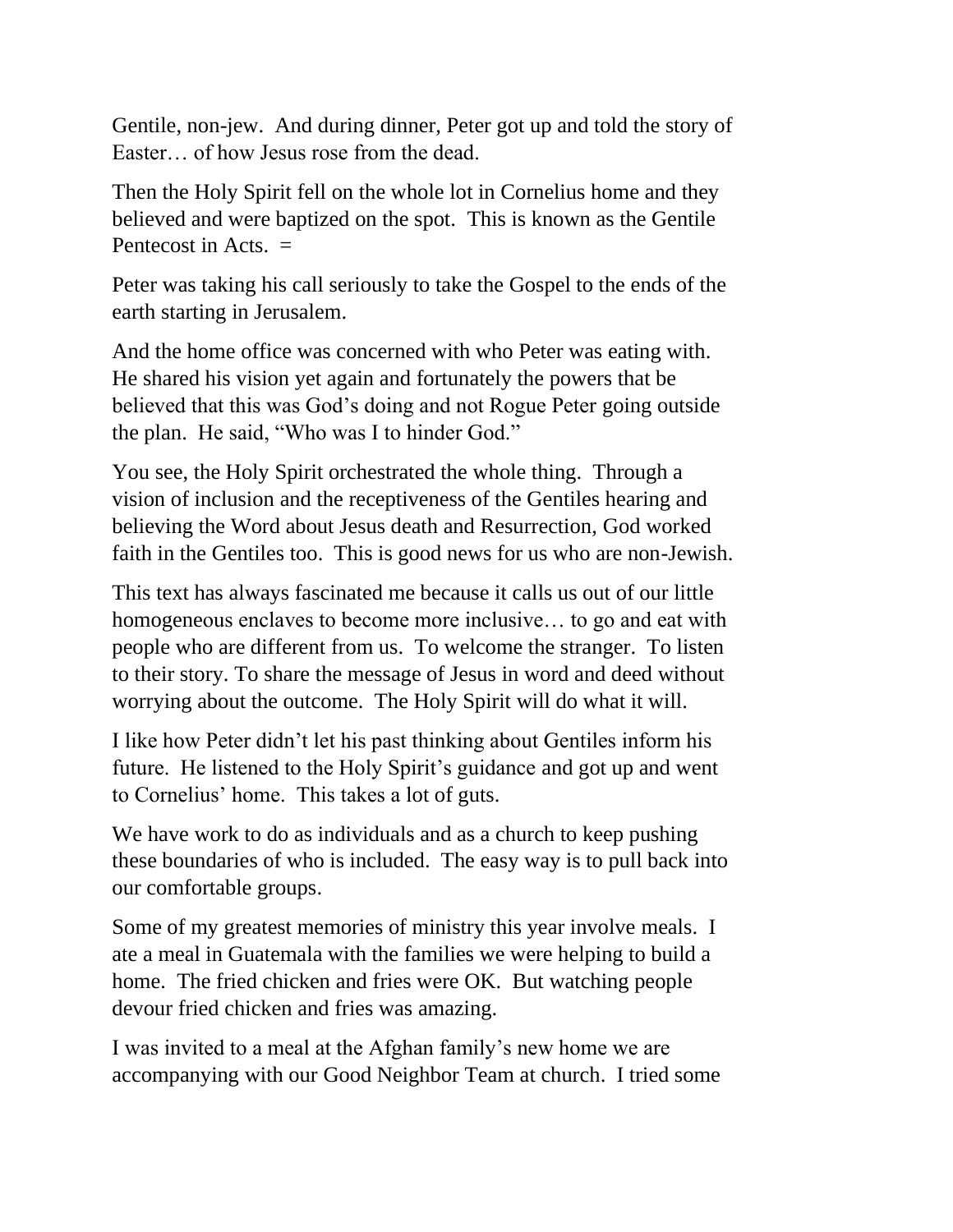Gentile, non-jew. And during dinner, Peter got up and told the story of Easter… of how Jesus rose from the dead.

Then the Holy Spirit fell on the whole lot in Cornelius home and they believed and were baptized on the spot. This is known as the Gentile Pentecost in Acts. =

Peter was taking his call seriously to take the Gospel to the ends of the earth starting in Jerusalem.

And the home office was concerned with who Peter was eating with. He shared his vision yet again and fortunately the powers that be believed that this was God's doing and not Rogue Peter going outside the plan. He said, "Who was I to hinder God."

You see, the Holy Spirit orchestrated the whole thing. Through a vision of inclusion and the receptiveness of the Gentiles hearing and believing the Word about Jesus death and Resurrection, God worked faith in the Gentiles too. This is good news for us who are non-Jewish.

This text has always fascinated me because it calls us out of our little homogeneous enclaves to become more inclusive… to go and eat with people who are different from us. To welcome the stranger. To listen to their story. To share the message of Jesus in word and deed without worrying about the outcome. The Holy Spirit will do what it will.

I like how Peter didn't let his past thinking about Gentiles inform his future. He listened to the Holy Spirit's guidance and got up and went to Cornelius' home. This takes a lot of guts.

We have work to do as individuals and as a church to keep pushing these boundaries of who is included. The easy way is to pull back into our comfortable groups.

Some of my greatest memories of ministry this year involve meals. I ate a meal in Guatemala with the families we were helping to build a home. The fried chicken and fries were OK. But watching people devour fried chicken and fries was amazing.

I was invited to a meal at the Afghan family's new home we are accompanying with our Good Neighbor Team at church. I tried some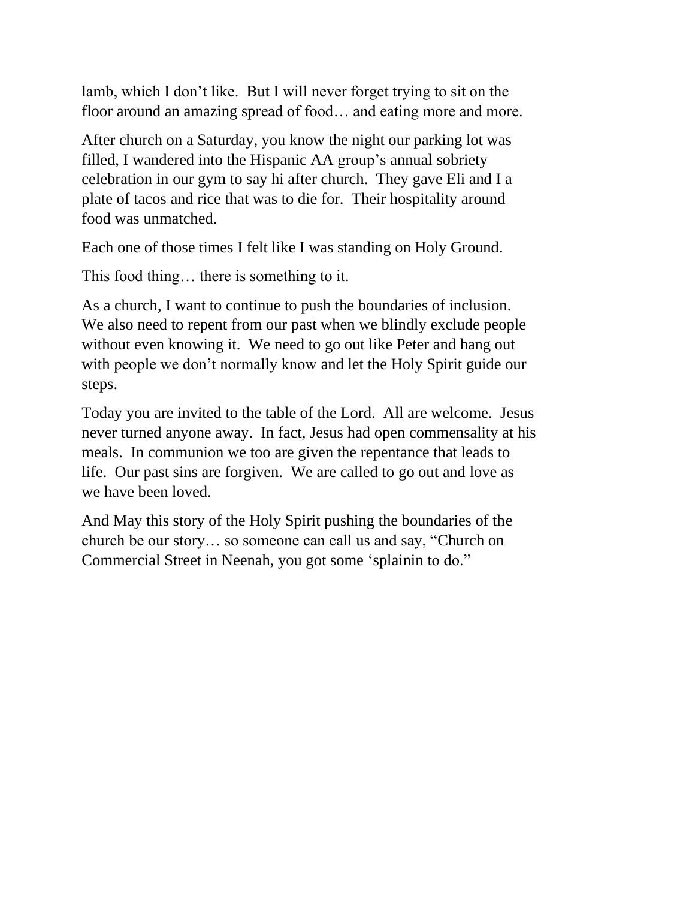lamb, which I don't like. But I will never forget trying to sit on the floor around an amazing spread of food… and eating more and more.

After church on a Saturday, you know the night our parking lot was filled, I wandered into the Hispanic AA group's annual sobriety celebration in our gym to say hi after church. They gave Eli and I a plate of tacos and rice that was to die for. Their hospitality around food was unmatched.

Each one of those times I felt like I was standing on Holy Ground.

This food thing… there is something to it.

As a church, I want to continue to push the boundaries of inclusion. We also need to repent from our past when we blindly exclude people without even knowing it. We need to go out like Peter and hang out with people we don't normally know and let the Holy Spirit guide our steps.

Today you are invited to the table of the Lord. All are welcome. Jesus never turned anyone away. In fact, Jesus had open commensality at his meals. In communion we too are given the repentance that leads to life. Our past sins are forgiven. We are called to go out and love as we have been loved.

And May this story of the Holy Spirit pushing the boundaries of the church be our story… so someone can call us and say, "Church on Commercial Street in Neenah, you got some 'splainin to do."